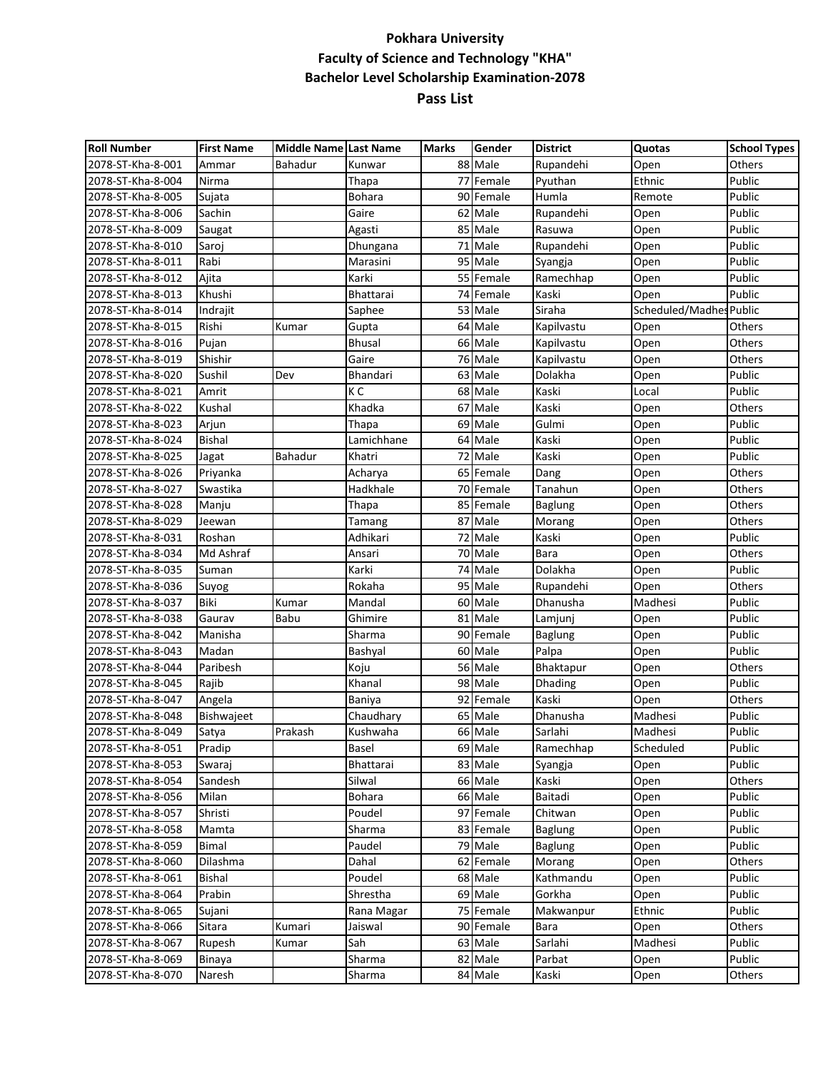**Pokhara University**

**Faculty of Science and Technology "KHA"**

**Bachelor Level Scholarship Examination-2078**

**Pass List**

| Roll Number | First Name | Middle Name | Last Name | Marks | Gender | District | Quotas | School Types |
|---|---|---|---|---|---|---|---|---|
| 2078-ST-Kha-8-001 | Ammar | Bahadur | Kunwar | 88 | Male | Rupandehi | Open | Others |
| 2078-ST-Kha-8-004 | Nirma | | Thapa | 77 | Female | Pyuthan | Ethnic | Public |
| 2078-ST-Kha-8-005 | Sujata | | Bohara | 90 | Female | Humla | Remote | Public |
| 2078-ST-Kha-8-006 | Sachin | | Gaire | 62 | Male | Rupandehi | Open | Public |
| 2078-ST-Kha-8-009 | Saugat | | Agasti | 85 | Male | Rasuwa | Open | Public |
| 2078-ST-Kha-8-010 | Saroj | | Dhungana | 71 | Male | Rupandehi | Open | Public |
| 2078-ST-Kha-8-011 | Rabi | | Marasini | 95 | Male | Syangja | Open | Public |
| 2078-ST-Kha-8-012 | Ajita | | Karki | 55 | Female | Ramechhap | Open | Public |
| 2078-ST-Kha-8-013 | Khushi | | Bhattarai | 74 | Female | Kaski | Open | Public |
| 2078-ST-Kha-8-014 | Indrajit | | Saphee | 53 | Male | Siraha | Scheduled/Madhes | Public |
| 2078-ST-Kha-8-015 | Rishi | Kumar | Gupta | 64 | Male | Kapilvastu | Open | Others |
| 2078-ST-Kha-8-016 | Pujan | | Bhusal | 66 | Male | Kapilvastu | Open | Others |
| 2078-ST-Kha-8-019 | Shishir | | Gaire | 76 | Male | Kapilvastu | Open | Others |
| 2078-ST-Kha-8-020 | Sushil | Dev | Bhandari | 63 | Male | Dolakha | Open | Public |
| 2078-ST-Kha-8-021 | Amrit | | K C | 68 | Male | Kaski | Local | Public |
| 2078-ST-Kha-8-022 | Kushal | | Khadka | 67 | Male | Kaski | Open | Others |
| 2078-ST-Kha-8-023 | Arjun | | Thapa | 69 | Male | Gulmi | Open | Public |
| 2078-ST-Kha-8-024 | Bishal | | Lamichhane | 64 | Male | Kaski | Open | Public |
| 2078-ST-Kha-8-025 | Jagat | Bahadur | Khatri | 72 | Male | Kaski | Open | Public |
| 2078-ST-Kha-8-026 | Priyanka | | Acharya | 65 | Female | Dang | Open | Others |
| 2078-ST-Kha-8-027 | Swastika | | Hadkhale | 70 | Female | Tanahun | Open | Others |
| 2078-ST-Kha-8-028 | Manju | | Thapa | 85 | Female | Baglung | Open | Others |
| 2078-ST-Kha-8-029 | Jeewan | | Tamang | 87 | Male | Morang | Open | Others |
| 2078-ST-Kha-8-031 | Roshan | | Adhikari | 72 | Male | Kaski | Open | Public |
| 2078-ST-Kha-8-034 | Md Ashraf | | Ansari | 70 | Male | Bara | Open | Others |
| 2078-ST-Kha-8-035 | Suman | | Karki | 74 | Male | Dolakha | Open | Public |
| 2078-ST-Kha-8-036 | Suyog | | Rokaha | 95 | Male | Rupandehi | Open | Others |
| 2078-ST-Kha-8-037 | Biki | Kumar | Mandal | 60 | Male | Dhanusha | Madhesi | Public |
| 2078-ST-Kha-8-038 | Gaurav | Babu | Ghimire | 81 | Male | Lamjunj | Open | Public |
| 2078-ST-Kha-8-042 | Manisha | | Sharma | 90 | Female | Baglung | Open | Public |
| 2078-ST-Kha-8-043 | Madan | | Bashyal | 60 | Male | Palpa | Open | Public |
| 2078-ST-Kha-8-044 | Paribesh | | Koju | 56 | Male | Bhaktapur | Open | Others |
| 2078-ST-Kha-8-045 | Rajib | | Khanal | 98 | Male | Dhading | Open | Public |
| 2078-ST-Kha-8-047 | Angela | | Baniya | 92 | Female | Kaski | Open | Others |
| 2078-ST-Kha-8-048 | Bishwajeet | | Chaudhary | 65 | Male | Dhanusha | Madhesi | Public |
| 2078-ST-Kha-8-049 | Satya | Prakash | Kushwaha | 66 | Male | Sarlahi | Madhesi | Public |
| 2078-ST-Kha-8-051 | Pradip | | Basel | 69 | Male | Ramechhap | Scheduled | Public |
| 2078-ST-Kha-8-053 | Swaraj | | Bhattarai | 83 | Male | Syangja | Open | Public |
| 2078-ST-Kha-8-054 | Sandesh | | Silwal | 66 | Male | Kaski | Open | Others |
| 2078-ST-Kha-8-056 | Milan | | Bohara | 66 | Male | Baitadi | Open | Public |
| 2078-ST-Kha-8-057 | Shristi | | Poudel | 97 | Female | Chitwan | Open | Public |
| 2078-ST-Kha-8-058 | Mamta | | Sharma | 83 | Female | Baglung | Open | Public |
| 2078-ST-Kha-8-059 | Bimal | | Paudel | 79 | Male | Baglung | Open | Public |
| 2078-ST-Kha-8-060 | Dilashma | | Dahal | 62 | Female | Morang | Open | Others |
| 2078-ST-Kha-8-061 | Bishal | | Poudel | 68 | Male | Kathmandu | Open | Public |
| 2078-ST-Kha-8-064 | Prabin | | Shrestha | 69 | Male | Gorkha | Open | Public |
| 2078-ST-Kha-8-065 | Sujani | | Rana Magar | 75 | Female | Makwanpur | Ethnic | Public |
| 2078-ST-Kha-8-066 | Sitara | Kumari | Jaiswal | 90 | Female | Bara | Open | Others |
| 2078-ST-Kha-8-067 | Rupesh | Kumar | Sah | 63 | Male | Sarlahi | Madhesi | Public |
| 2078-ST-Kha-8-069 | Binaya | | Sharma | 82 | Male | Parbat | Open | Public |
| 2078-ST-Kha-8-070 | Naresh | | Sharma | 84 | Male | Kaski | Open | Others |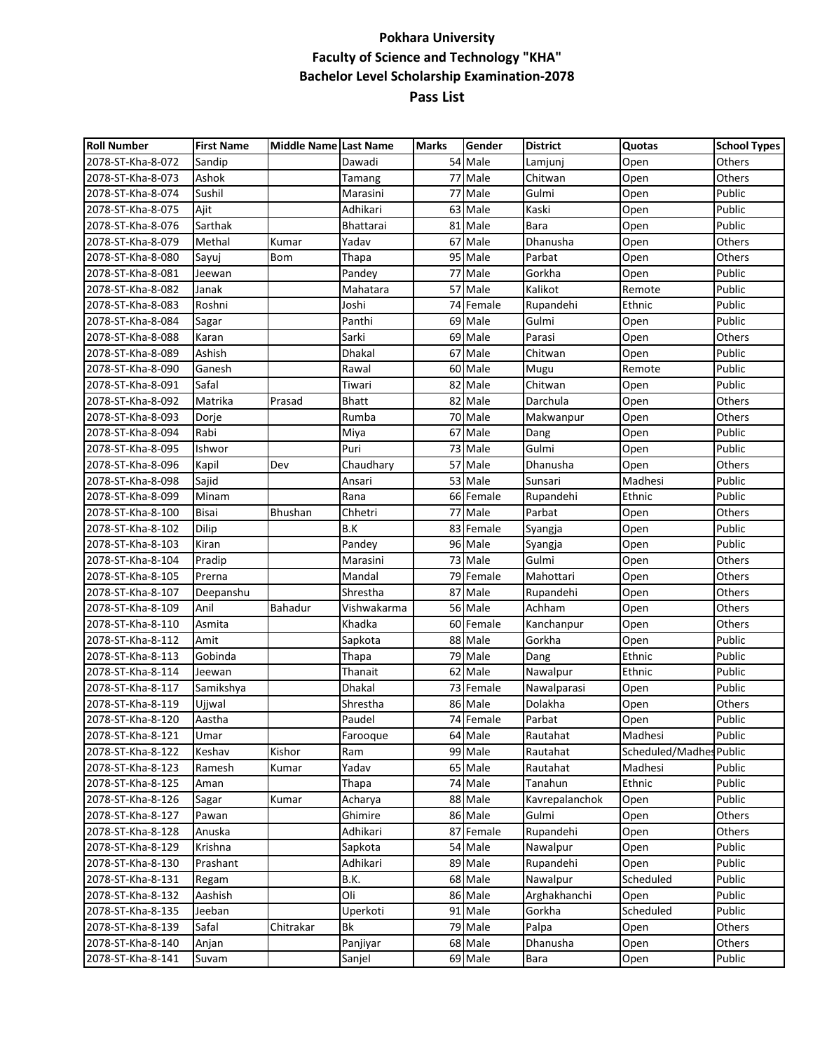# Pokhara University
## Faculty of Science and Technology "KHA"
## Bachelor Level Scholarship Examination-2078
## Pass List

| Roll Number | First Name | Middle Name | Last Name | Marks | Gender | District | Quotas | School Types |
|---|---|---|---|---|---|---|---|---|
| 2078-ST-Kha-8-072 | Sandip | | Dawadi | 54 | Male | Lamjunj | Open | Others |
| 2078-ST-Kha-8-073 | Ashok | | Tamang | 77 | Male | Chitwan | Open | Others |
| 2078-ST-Kha-8-074 | Sushil | | Marasini | 77 | Male | Gulmi | Open | Public |
| 2078-ST-Kha-8-075 | Ajit | | Adhikari | 63 | Male | Kaski | Open | Public |
| 2078-ST-Kha-8-076 | Sarthak | | Bhattarai | 81 | Male | Bara | Open | Public |
| 2078-ST-Kha-8-079 | Methal | Kumar | Yadav | 67 | Male | Dhanusha | Open | Others |
| 2078-ST-Kha-8-080 | Sayuj | Bom | Thapa | 95 | Male | Parbat | Open | Others |
| 2078-ST-Kha-8-081 | Jeewan | | Pandey | 77 | Male | Gorkha | Open | Public |
| 2078-ST-Kha-8-082 | Janak | | Mahatara | 57 | Male | Kalikot | Remote | Public |
| 2078-ST-Kha-8-083 | Roshni | | Joshi | 74 | Female | Rupandehi | Ethnic | Public |
| 2078-ST-Kha-8-084 | Sagar | | Panthi | 69 | Male | Gulmi | Open | Public |
| 2078-ST-Kha-8-088 | Karan | | Sarki | 69 | Male | Parasi | Open | Others |
| 2078-ST-Kha-8-089 | Ashish | | Dhakal | 67 | Male | Chitwan | Open | Public |
| 2078-ST-Kha-8-090 | Ganesh | | Rawal | 60 | Male | Mugu | Remote | Public |
| 2078-ST-Kha-8-091 | Safal | | Tiwari | 82 | Male | Chitwan | Open | Public |
| 2078-ST-Kha-8-092 | Matrika | Prasad | Bhatt | 82 | Male | Darchula | Open | Others |
| 2078-ST-Kha-8-093 | Dorje | | Rumba | 70 | Male | Makwanpur | Open | Others |
| 2078-ST-Kha-8-094 | Rabi | | Miya | 67 | Male | Dang | Open | Public |
| 2078-ST-Kha-8-095 | Ishwor | | Puri | 73 | Male | Gulmi | Open | Public |
| 2078-ST-Kha-8-096 | Kapil | Dev | Chaudhary | 57 | Male | Dhanusha | Open | Others |
| 2078-ST-Kha-8-098 | Sajid | | Ansari | 53 | Male | Sunsari | Madhesi | Public |
| 2078-ST-Kha-8-099 | Minam | | Rana | 66 | Female | Rupandehi | Ethnic | Public |
| 2078-ST-Kha-8-100 | Bisai | Bhushan | Chhetri | 77 | Male | Parbat | Open | Others |
| 2078-ST-Kha-8-102 | Dilip | | B.K | 83 | Female | Syangja | Open | Public |
| 2078-ST-Kha-8-103 | Kiran | | Pandey | 96 | Male | Syangja | Open | Public |
| 2078-ST-Kha-8-104 | Pradip | | Marasini | 73 | Male | Gulmi | Open | Others |
| 2078-ST-Kha-8-105 | Prerna | | Mandal | 79 | Female | Mahottari | Open | Others |
| 2078-ST-Kha-8-107 | Deepanshu | | Shrestha | 87 | Male | Rupandehi | Open | Others |
| 2078-ST-Kha-8-109 | Anil | Bahadur | Vishwakarma | 56 | Male | Achham | Open | Others |
| 2078-ST-Kha-8-110 | Asmita | | Khadka | 60 | Female | Kanchanpur | Open | Others |
| 2078-ST-Kha-8-112 | Amit | | Sapkota | 88 | Male | Gorkha | Open | Public |
| 2078-ST-Kha-8-113 | Gobinda | | Thapa | 79 | Male | Dang | Ethnic | Public |
| 2078-ST-Kha-8-114 | Jeewan | | Thanait | 62 | Male | Nawalpur | Ethnic | Public |
| 2078-ST-Kha-8-117 | Samikshya | | Dhakal | 73 | Female | Nawalparasi | Open | Public |
| 2078-ST-Kha-8-119 | Ujjwal | | Shrestha | 86 | Male | Dolakha | Open | Others |
| 2078-ST-Kha-8-120 | Aastha | | Paudel | 74 | Female | Parbat | Open | Public |
| 2078-ST-Kha-8-121 | Umar | | Farooque | 64 | Male | Rautahat | Madhesi | Public |
| 2078-ST-Kha-8-122 | Keshav | Kishor | Ram | 99 | Male | Rautahat | Scheduled/Madhes | Public |
| 2078-ST-Kha-8-123 | Ramesh | Kumar | Yadav | 65 | Male | Rautahat | Madhesi | Public |
| 2078-ST-Kha-8-125 | Aman | | Thapa | 74 | Male | Tanahun | Ethnic | Public |
| 2078-ST-Kha-8-126 | Sagar | Kumar | Acharya | 88 | Male | Kavrepalanchok | Open | Public |
| 2078-ST-Kha-8-127 | Pawan | | Ghimire | 86 | Male | Gulmi | Open | Others |
| 2078-ST-Kha-8-128 | Anuska | | Adhikari | 87 | Female | Rupandehi | Open | Others |
| 2078-ST-Kha-8-129 | Krishna | | Sapkota | 54 | Male | Nawalpur | Open | Public |
| 2078-ST-Kha-8-130 | Prashant | | Adhikari | 89 | Male | Rupandehi | Open | Public |
| 2078-ST-Kha-8-131 | Regam | | B.K. | 68 | Male | Nawalpur | Scheduled | Public |
| 2078-ST-Kha-8-132 | Aashish | | Oli | 86 | Male | Arghakhanchi | Open | Public |
| 2078-ST-Kha-8-135 | Jeeban | | Uperkoti | 91 | Male | Gorkha | Scheduled | Public |
| 2078-ST-Kha-8-139 | Safal | Chitrakar | Bk | 79 | Male | Palpa | Open | Others |
| 2078-ST-Kha-8-140 | Anjan | | Panjiyar | 68 | Male | Dhanusha | Open | Others |
| 2078-ST-Kha-8-141 | Suvam | | Sanjel | 69 | Male | Bara | Open | Public |